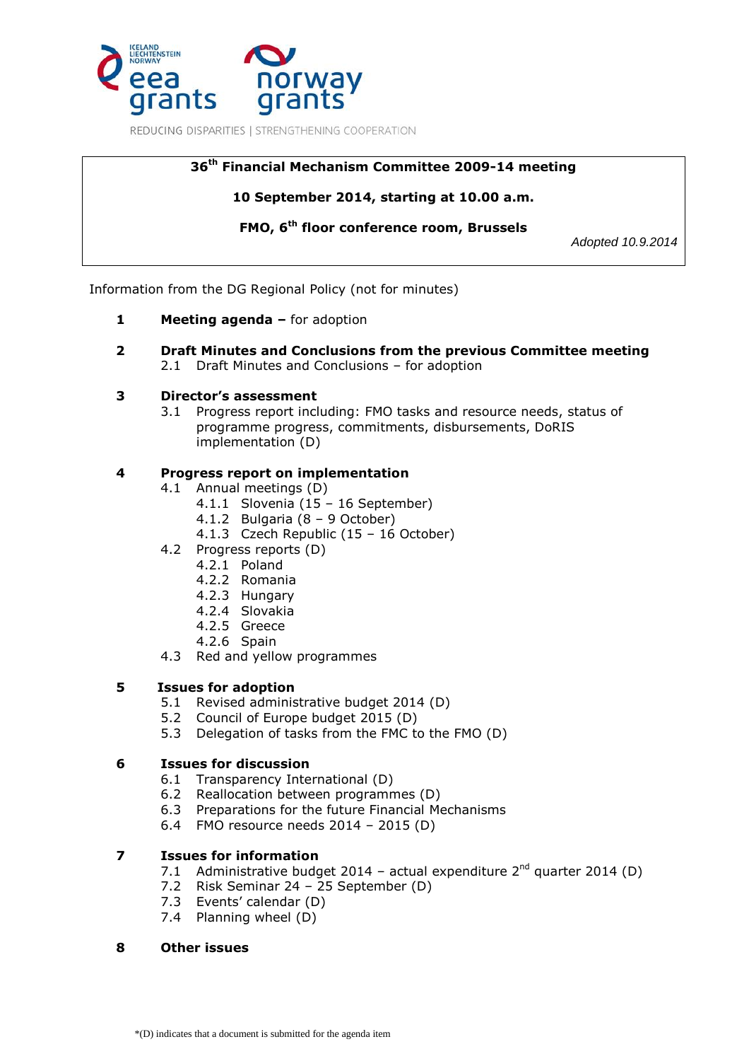ICELAND LIECHTENSTEIN NORWAY eea grants | norway grants

REDUCING DISPARITIES | STRENGTHENING COOPERATION

**36th Financial Mechanism Committee 2009-14 meeting**

**10 September 2014, starting at 10.00 a.m.**

**FMO, 6th floor conference room, Brussels**

*Adopted 10.9.2014*

Information from the DG Regional Policy (not for minutes)

1. **Meeting agenda –** for adoption

2. **Draft Minutes and Conclusions from the previous Committee meeting**
   - 2.1 Draft Minutes and Conclusions – for adoption

3. **Director's assessment**
   - 3.1 Progress report including: FMO tasks and resource needs, status of programme progress, commitments, disbursements, DoRIS implementation (D)

4. **Progress report on implementation**
   - 4.1 Annual meetings (D)
     - 4.1.1 Slovenia (15 – 16 September)
     - 4.1.2 Bulgaria (8 – 9 October)
     - 4.1.3 Czech Republic (15 – 16 October)
   - 4.2 Progress reports (D)
     - 4.2.1 Poland
     - 4.2.2 Romania
     - 4.2.3 Hungary
     - 4.2.4 Slovakia
     - 4.2.5 Greece
     - 4.2.6 Spain
   - 4.3 Red and yellow programmes

5. **Issues for adoption**
   - 5.1 Revised administrative budget 2014 (D)
   - 5.2 Council of Europe budget 2015 (D)
   - 5.3 Delegation of tasks from the FMC to the FMO (D)

6. **Issues for discussion**
   - 6.1 Transparency International (D)
   - 6.2 Reallocation between programmes (D)
   - 6.3 Preparations for the future Financial Mechanisms
   - 6.4 FMO resource needs 2014 – 2015 (D)

7. **Issues for information**
   - 7.1 Administrative budget 2014 – actual expenditure 2nd quarter 2014 (D)
   - 7.2 Risk Seminar 24 – 25 September (D)
   - 7.3 Events' calendar (D)
   - 7.4 Planning wheel (D)

8. **Other issues**

*(D) indicates that a document is submitted for the agenda item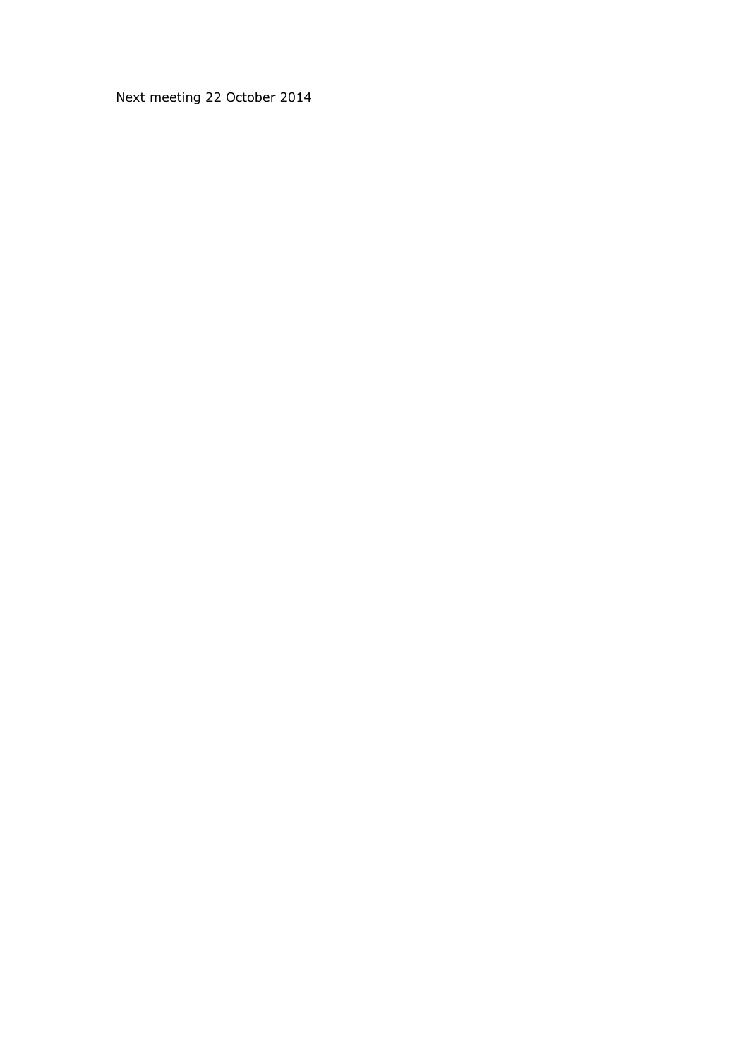Next meeting 22 October 2014